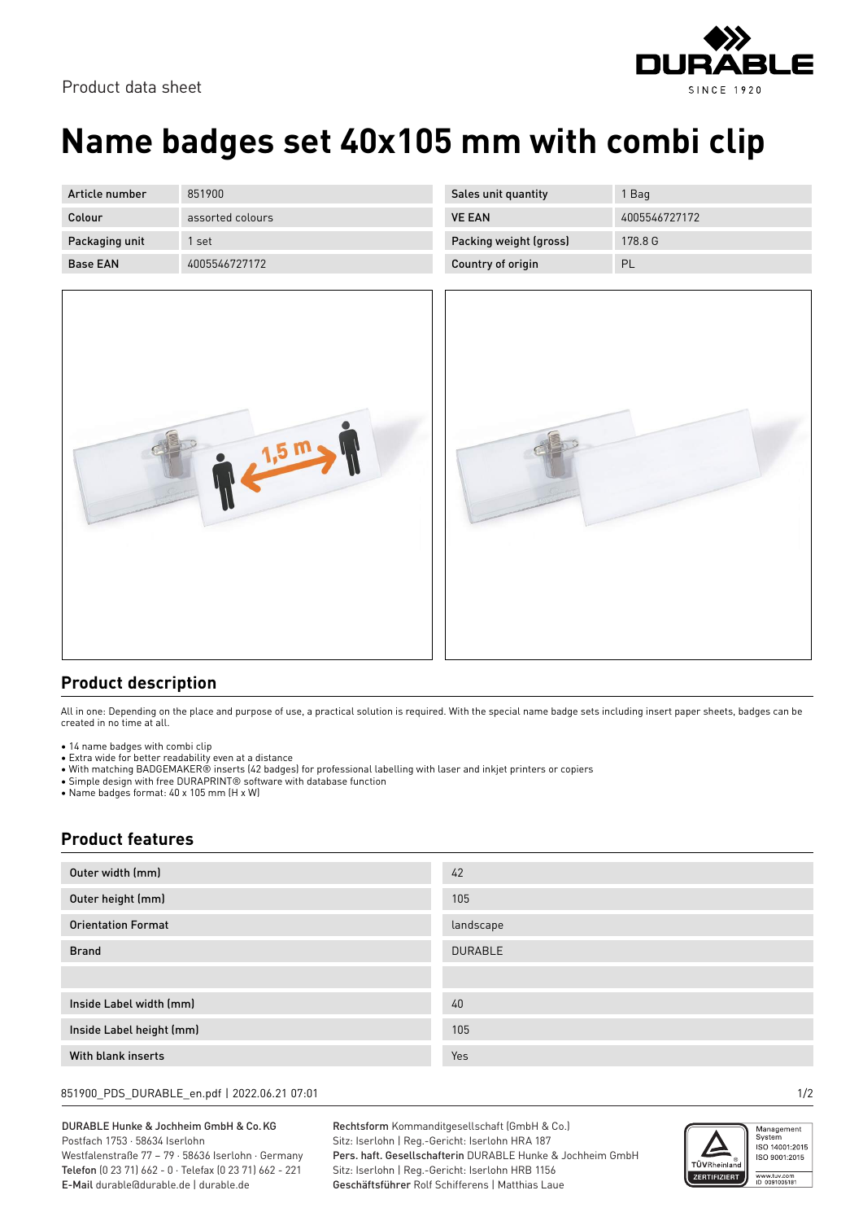Product data sheet

# Name badges set 40x105 mm with combi clip

| Article number | 851900 | Sales unit quantity | 1 Bag |
| --- | --- | --- | --- |
| Colour | assorted colours | VE EAN | 4005546727172 |
| Packaging unit | 1 set | Packing weight (gross) | 178.8 G |
| Base EAN | 4005546727172 | Country of origin | PL |

## Product description

All in one: Depending on the place and purpose of use, a practical solution is required. With the special name badge sets including insert paper sheets, badges can be created in no time at all.

- 14 name badges with combi clip
- Extra wide for better readability even at a distance
- With matching BADGEMAKER® inserts (42 badges) for professional labelling with laser and inkjet printers or copiers
- Simple design with free DURAPRINT® software with database function
- Name badges format: 40 x 105 mm (H x W)

## Product features

| | |
| --- | --- |
| Outer width (mm) | 42 |
| Outer height (mm) | 105 |
| Orientation Format | landscape |
| Brand | DURABLE |
| | |
| Inside Label width (mm) | 40 |
| Inside Label height (mm) | 105 |
| With blank inserts | Yes |

851900_PDS_DURABLE_en.pdf | 2022.06.21 07:01

DURABLE Hunke & Jochheim GmbH & Co. KG
Postfach 1753 · 58634 Iserlohn
Westfalenstraße 77 – 79 · 58636 Iserlohn · Germany
**Telefon** (0 23 71) 662 - 0 · Telefax (0 23 71) 662 - 221
**E-Mail** durable@durable.de | durable.de

**Rechtsform** Kommanditgesellschaft (GmbH & Co.)
Sitz: Iserlohn | Reg.-Gericht: Iserlohn HRA 187
**Pers. haft. Gesellschafterin** DURABLE Hunke & Jochheim GmbH
Sitz: Iserlohn | Reg.-Gericht: Iserlohn HRB 1156
**Geschäftsführer** Rolf Schifferens | Matthias Laue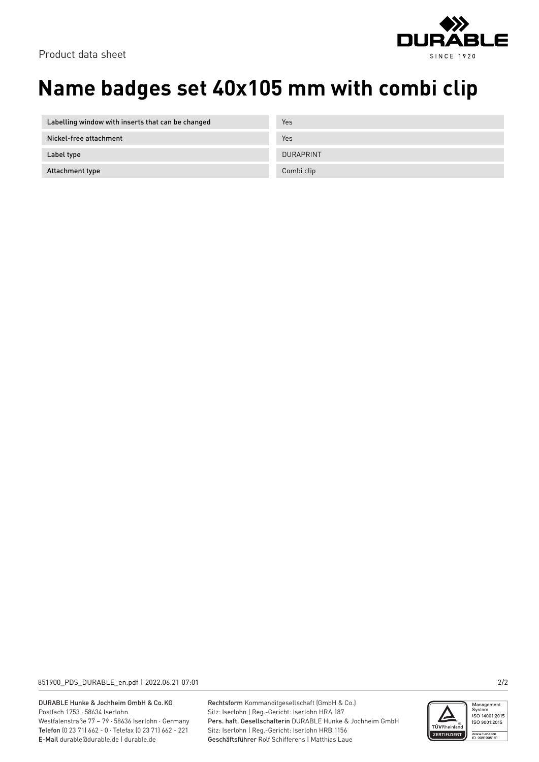# Name badges set 40x105 mm with combi clip

| | |
|---|---|
| Labelling window with inserts that can be changed | Yes |
| Nickel-free attachment | Yes |
| Label type | DURAPRINT |
| Attachment type | Combi clip |